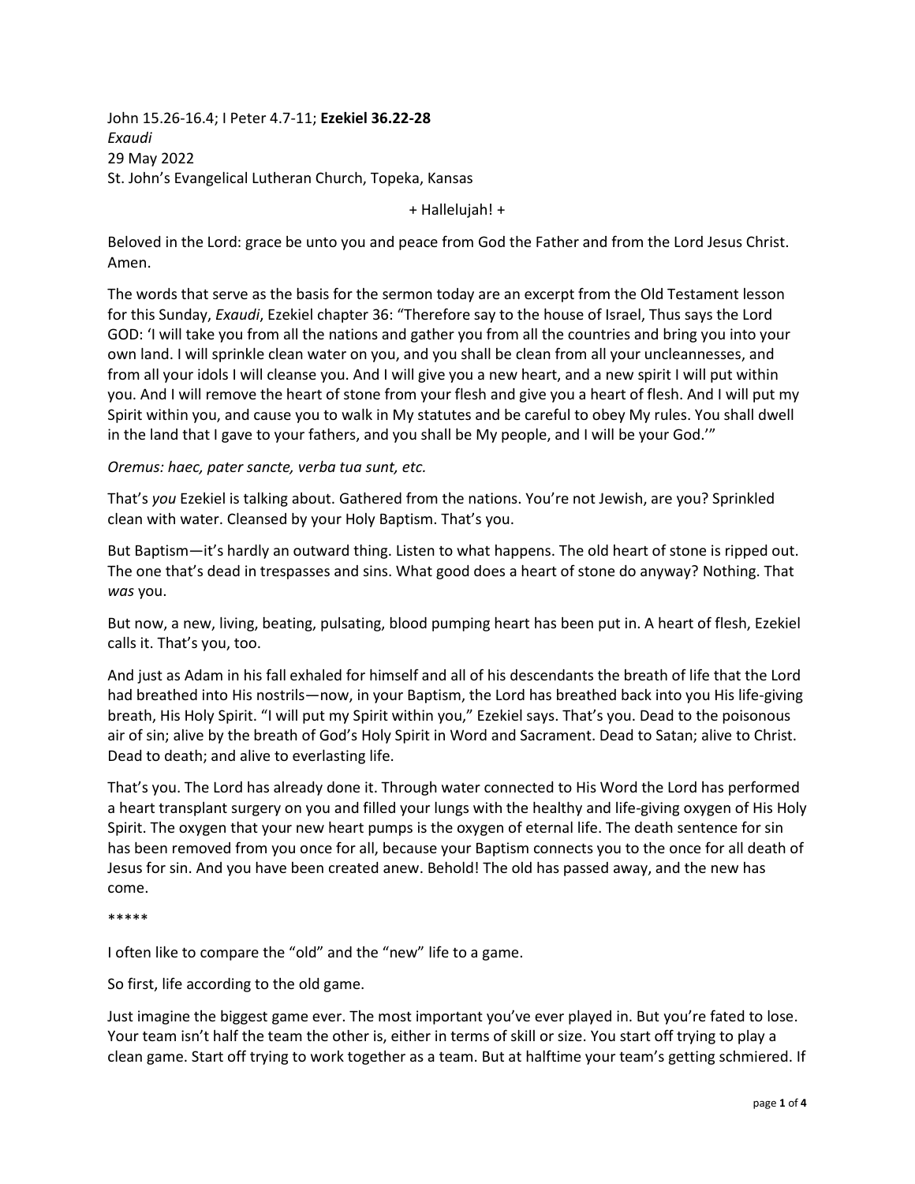John 15.26-16.4; I Peter 4.7-11; **Ezekiel 36.22-28**
*Exaudi*
29 May 2022
St. John's Evangelical Lutheran Church, Topeka, Kansas

+ Hallelujah! +

Beloved in the Lord: grace be unto you and peace from God the Father and from the Lord Jesus Christ. Amen.

The words that serve as the basis for the sermon today are an excerpt from the Old Testament lesson for this Sunday, *Exaudi*, Ezekiel chapter 36: "Therefore say to the house of Israel, Thus says the Lord GOD: 'I will take you from all the nations and gather you from all the countries and bring you into your own land. I will sprinkle clean water on you, and you shall be clean from all your uncleannesses, and from all your idols I will cleanse you. And I will give you a new heart, and a new spirit I will put within you. And I will remove the heart of stone from your flesh and give you a heart of flesh. And I will put my Spirit within you, and cause you to walk in My statutes and be careful to obey My rules. You shall dwell in the land that I gave to your fathers, and you shall be My people, and I will be your God.'"

*Oremus: haec, pater sancte, verba tua sunt, etc.*

That's *you* Ezekiel is talking about. Gathered from the nations. You're not Jewish, are you? Sprinkled clean with water. Cleansed by your Holy Baptism. That's you.

But Baptism—it's hardly an outward thing. Listen to what happens. The old heart of stone is ripped out. The one that's dead in trespasses and sins. What good does a heart of stone do anyway? Nothing. That *was* you.

But now, a new, living, beating, pulsating, blood pumping heart has been put in. A heart of flesh, Ezekiel calls it. That's you, too.

And just as Adam in his fall exhaled for himself and all of his descendants the breath of life that the Lord had breathed into His nostrils—now, in your Baptism, the Lord has breathed back into you His life-giving breath, His Holy Spirit. "I will put my Spirit within you," Ezekiel says. That's you. Dead to the poisonous air of sin; alive by the breath of God's Holy Spirit in Word and Sacrament. Dead to Satan; alive to Christ. Dead to death; and alive to everlasting life.

That's you. The Lord has already done it. Through water connected to His Word the Lord has performed a heart transplant surgery on you and filled your lungs with the healthy and life-giving oxygen of His Holy Spirit. The oxygen that your new heart pumps is the oxygen of eternal life. The death sentence for sin has been removed from you once for all, because your Baptism connects you to the once for all death of Jesus for sin. And you have been created anew. Behold! The old has passed away, and the new has come.

*****

I often like to compare the "old" and the "new" life to a game.

So first, life according to the old game.

Just imagine the biggest game ever. The most important you've ever played in. But you're fated to lose. Your team isn't half the team the other is, either in terms of skill or size. You start off trying to play a clean game. Start off trying to work together as a team. But at halftime your team's getting schmiered. If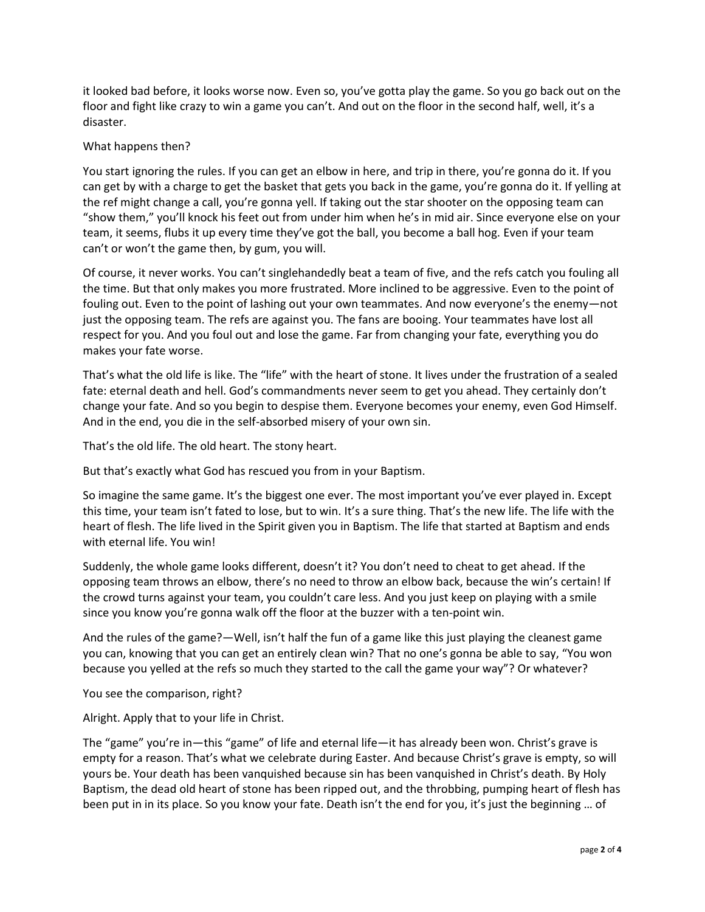it looked bad before, it looks worse now. Even so, you've gotta play the game. So you go back out on the floor and fight like crazy to win a game you can't. And out on the floor in the second half, well, it's a disaster.

What happens then?

You start ignoring the rules. If you can get an elbow in here, and trip in there, you're gonna do it. If you can get by with a charge to get the basket that gets you back in the game, you're gonna do it. If yelling at the ref might change a call, you're gonna yell. If taking out the star shooter on the opposing team can "show them," you'll knock his feet out from under him when he's in mid air. Since everyone else on your team, it seems, flubs it up every time they've got the ball, you become a ball hog. Even if your team can't or won't the game then, by gum, you will.

Of course, it never works. You can't singlehandedly beat a team of five, and the refs catch you fouling all the time. But that only makes you more frustrated. More inclined to be aggressive. Even to the point of fouling out. Even to the point of lashing out your own teammates. And now everyone's the enemy—not just the opposing team. The refs are against you. The fans are booing. Your teammates have lost all respect for you. And you foul out and lose the game. Far from changing your fate, everything you do makes your fate worse.

That's what the old life is like. The "life" with the heart of stone. It lives under the frustration of a sealed fate: eternal death and hell. God's commandments never seem to get you ahead. They certainly don't change your fate. And so you begin to despise them. Everyone becomes your enemy, even God Himself. And in the end, you die in the self-absorbed misery of your own sin.

That's the old life. The old heart. The stony heart.

But that's exactly what God has rescued you from in your Baptism.

So imagine the same game. It's the biggest one ever. The most important you've ever played in. Except this time, your team isn't fated to lose, but to win. It's a sure thing. That's the new life. The life with the heart of flesh. The life lived in the Spirit given you in Baptism. The life that started at Baptism and ends with eternal life. You win!

Suddenly, the whole game looks different, doesn't it? You don't need to cheat to get ahead. If the opposing team throws an elbow, there's no need to throw an elbow back, because the win's certain! If the crowd turns against your team, you couldn't care less. And you just keep on playing with a smile since you know you're gonna walk off the floor at the buzzer with a ten-point win.

And the rules of the game?—Well, isn't half the fun of a game like this just playing the cleanest game you can, knowing that you can get an entirely clean win? That no one's gonna be able to say, "You won because you yelled at the refs so much they started to the call the game your way"? Or whatever?

You see the comparison, right?

Alright. Apply that to your life in Christ.

The "game" you're in—this "game" of life and eternal life—it has already been won. Christ's grave is empty for a reason. That's what we celebrate during Easter. And because Christ's grave is empty, so will yours be. Your death has been vanquished because sin has been vanquished in Christ's death. By Holy Baptism, the dead old heart of stone has been ripped out, and the throbbing, pumping heart of flesh has been put in in its place. So you know your fate. Death isn't the end for you, it's just the beginning … of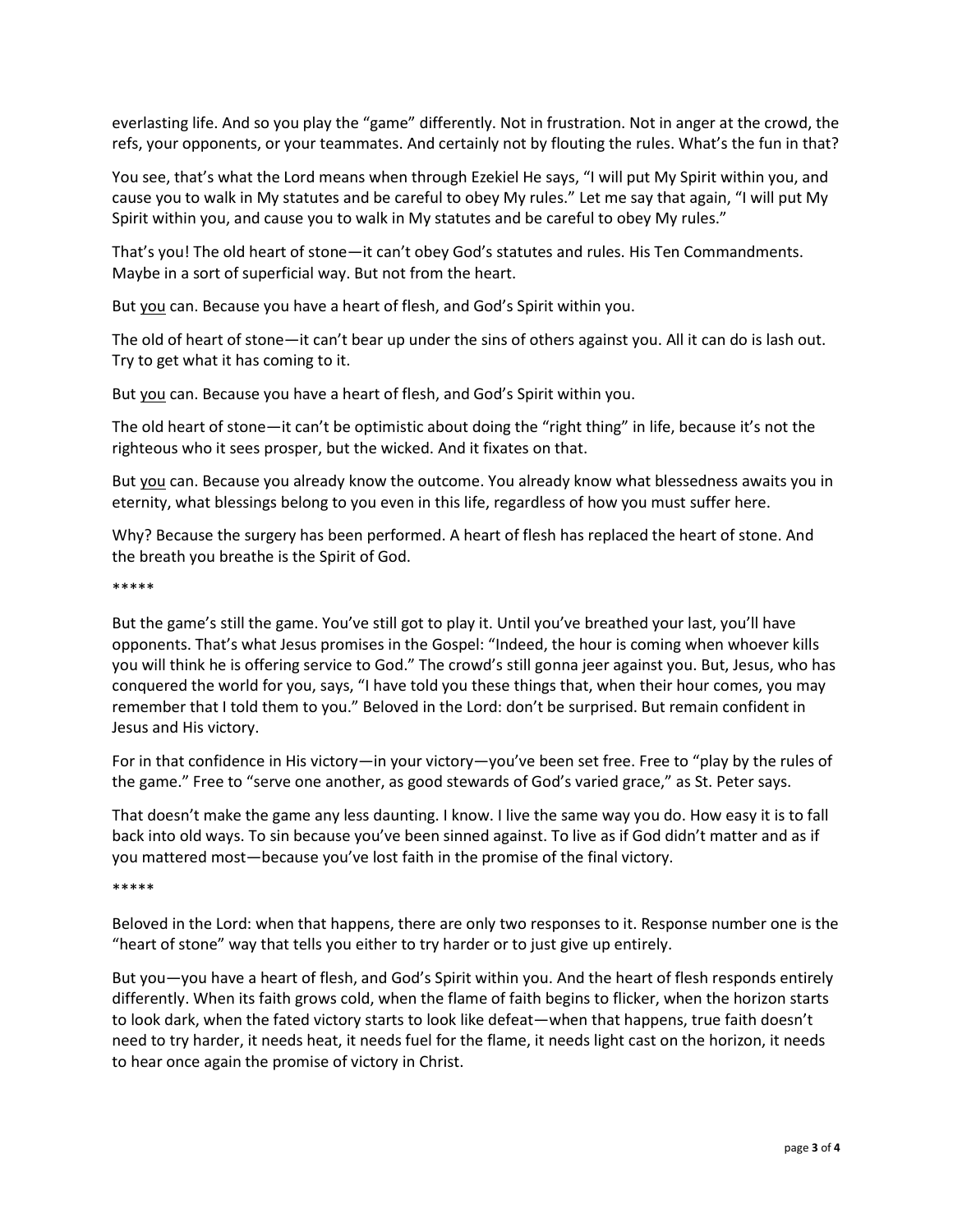everlasting life. And so you play the "game" differently. Not in frustration. Not in anger at the crowd, the refs, your opponents, or your teammates. And certainly not by flouting the rules. What's the fun in that?

You see, that's what the Lord means when through Ezekiel He says, "I will put My Spirit within you, and cause you to walk in My statutes and be careful to obey My rules." Let me say that again, "I will put My Spirit within you, and cause you to walk in My statutes and be careful to obey My rules."

That's you! The old heart of stone—it can't obey God's statutes and rules. His Ten Commandments. Maybe in a sort of superficial way. But not from the heart.

But <u>you</u> can. Because you have a heart of flesh, and God's Spirit within you.

The old of heart of stone—it can't bear up under the sins of others against you. All it can do is lash out. Try to get what it has coming to it.

But <u>you</u> can. Because you have a heart of flesh, and God's Spirit within you.

The old heart of stone—it can't be optimistic about doing the "right thing" in life, because it's not the righteous who it sees prosper, but the wicked. And it fixates on that.

But <u>you</u> can. Because you already know the outcome. You already know what blessedness awaits you in eternity, what blessings belong to you even in this life, regardless of how you must suffer here.

Why? Because the surgery has been performed. A heart of flesh has replaced the heart of stone. And the breath you breathe is the Spirit of God.

*****

But the game's still the game. You've still got to play it. Until you've breathed your last, you'll have opponents. That's what Jesus promises in the Gospel: "Indeed, the hour is coming when whoever kills you will think he is offering service to God." The crowd's still gonna jeer against you. But, Jesus, who has conquered the world for you, says, "I have told you these things that, when their hour comes, you may remember that I told them to you." Beloved in the Lord: don't be surprised. But remain confident in Jesus and His victory.

For in that confidence in His victory—in your victory—you've been set free. Free to "play by the rules of the game." Free to "serve one another, as good stewards of God's varied grace," as St. Peter says.

That doesn't make the game any less daunting. I know. I live the same way you do. How easy it is to fall back into old ways. To sin because you've been sinned against. To live as if God didn't matter and as if you mattered most—because you've lost faith in the promise of the final victory.

*****

Beloved in the Lord: when that happens, there are only two responses to it. Response number one is the "heart of stone" way that tells you either to try harder or to just give up entirely.

But you—you have a heart of flesh, and God's Spirit within you. And the heart of flesh responds entirely differently. When its faith grows cold, when the flame of faith begins to flicker, when the horizon starts to look dark, when the fated victory starts to look like defeat—when that happens, true faith doesn't need to try harder, it needs heat, it needs fuel for the flame, it needs light cast on the horizon, it needs to hear once again the promise of victory in Christ.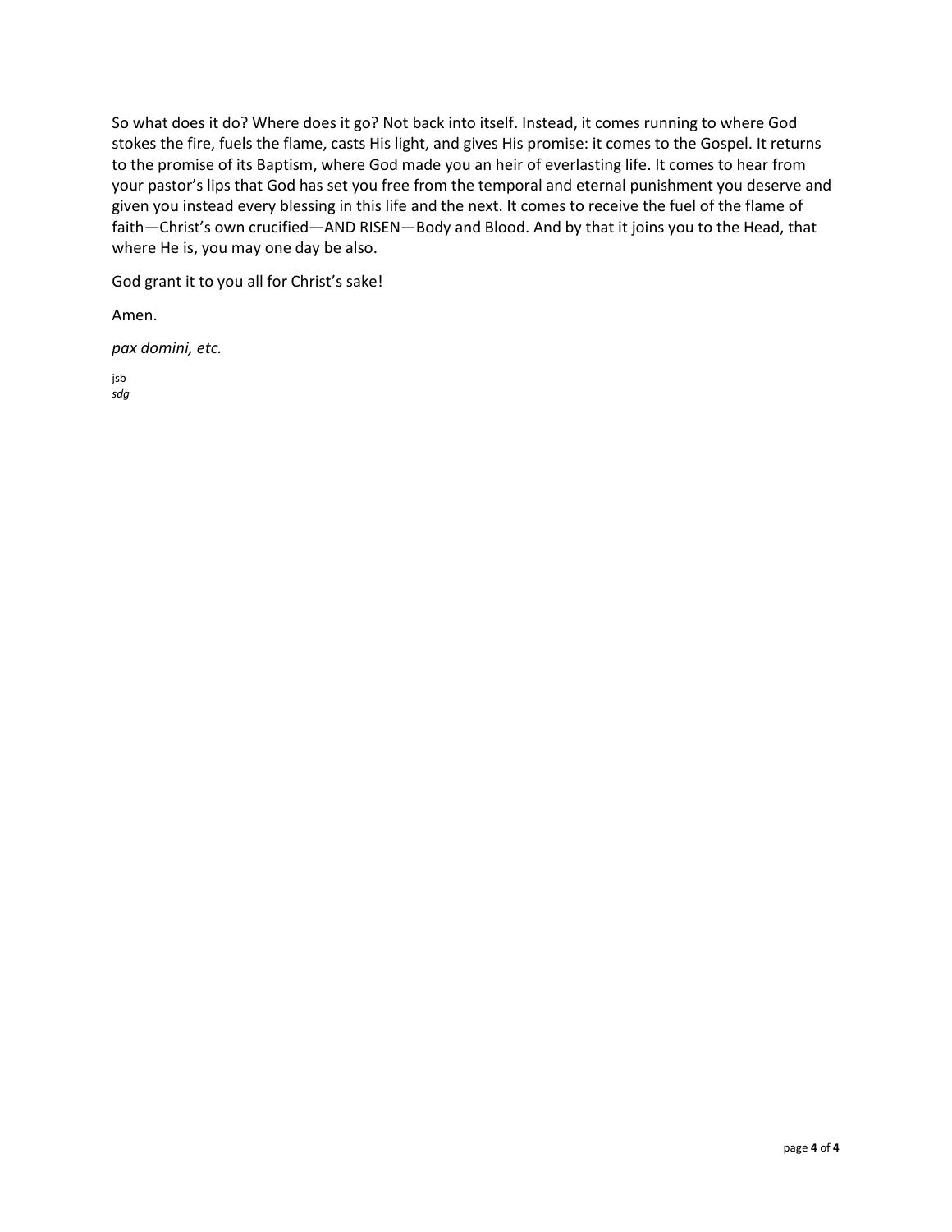So what does it do? Where does it go? Not back into itself. Instead, it comes running to where God stokes the fire, fuels the flame, casts His light, and gives His promise: it comes to the Gospel. It returns to the promise of its Baptism, where God made you an heir of everlasting life. It comes to hear from your pastor's lips that God has set you free from the temporal and eternal punishment you deserve and given you instead every blessing in this life and the next. It comes to receive the fuel of the flame of faith—Christ's own crucified—AND RISEN—Body and Blood. And by that it joins you to the Head, that where He is, you may one day be also.

God grant it to you all for Christ's sake!

Amen.

*pax domini, etc.*

jsb
*sdg*